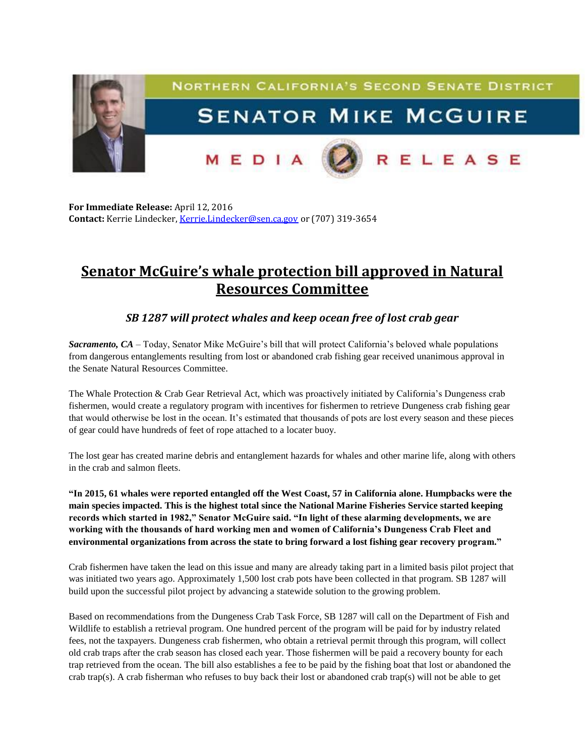NORTHERN CALIFORNIA'S SECOND SENATE DISTRICT

SENATOR MIKE MCGUIRE

MEDIA RELEASE

**For Immediate Release:** April 12, 2016
**Contact:** Kerrie Lindecker, Kerrie.Lindecker@sen.ca.gov or (707) 319-3654

# Senator McGuire's whale protection bill approved in Natural Resources Committee

### *SB 1287 will protect whales and keep ocean free of lost crab gear*

***Sacramento, CA*** – Today, Senator Mike McGuire's bill that will protect California's beloved whale populations from dangerous entanglements resulting from lost or abandoned crab fishing gear received unanimous approval in the Senate Natural Resources Committee.

The Whale Protection & Crab Gear Retrieval Act, which was proactively initiated by California's Dungeness crab fishermen, would create a regulatory program with incentives for fishermen to retrieve Dungeness crab fishing gear that would otherwise be lost in the ocean. It's estimated that thousands of pots are lost every season and these pieces of gear could have hundreds of feet of rope attached to a locater buoy.

The lost gear has created marine debris and entanglement hazards for whales and other marine life, along with others in the crab and salmon fleets.

**"In 2015, 61 whales were reported entangled off the West Coast, 57 in California alone. Humpbacks were the main species impacted. This is the highest total since the National Marine Fisheries Service started keeping records which started in 1982," Senator McGuire said. "In light of these alarming developments, we are working with the thousands of hard working men and women of California's Dungeness Crab Fleet and environmental organizations from across the state to bring forward a lost fishing gear recovery program."**

Crab fishermen have taken the lead on this issue and many are already taking part in a limited basis pilot project that was initiated two years ago. Approximately 1,500 lost crab pots have been collected in that program. SB 1287 will build upon the successful pilot project by advancing a statewide solution to the growing problem.

Based on recommendations from the Dungeness Crab Task Force, SB 1287 will call on the Department of Fish and Wildlife to establish a retrieval program. One hundred percent of the program will be paid for by industry related fees, not the taxpayers. Dungeness crab fishermen, who obtain a retrieval permit through this program, will collect old crab traps after the crab season has closed each year. Those fishermen will be paid a recovery bounty for each trap retrieved from the ocean. The bill also establishes a fee to be paid by the fishing boat that lost or abandoned the crab trap(s). A crab fisherman who refuses to buy back their lost or abandoned crab trap(s) will not be able to get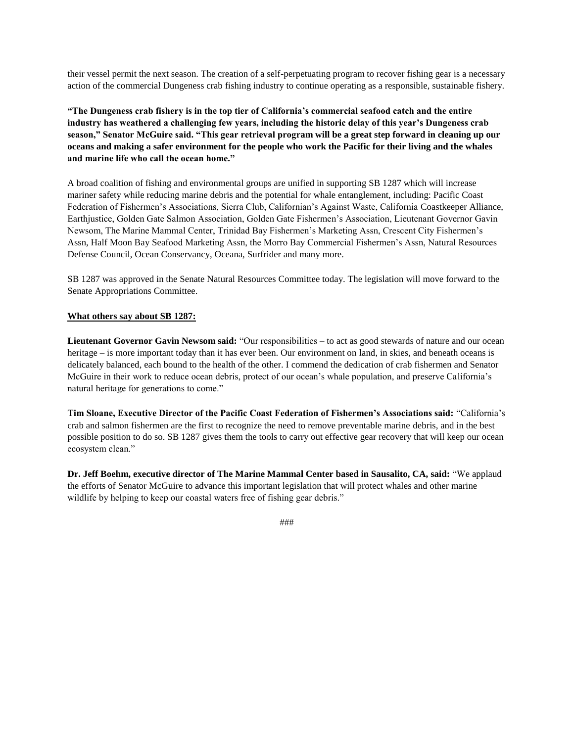their vessel permit the next season. The creation of a self-perpetuating program to recover fishing gear is a necessary action of the commercial Dungeness crab fishing industry to continue operating as a responsible, sustainable fishery.

**"The Dungeness crab fishery is in the top tier of California's commercial seafood catch and the entire industry has weathered a challenging few years, including the historic delay of this year's Dungeness crab season," Senator McGuire said. "This gear retrieval program will be a great step forward in cleaning up our oceans and making a safer environment for the people who work the Pacific for their living and the whales and marine life who call the ocean home."**

A broad coalition of fishing and environmental groups are unified in supporting SB 1287 which will increase mariner safety while reducing marine debris and the potential for whale entanglement, including: Pacific Coast Federation of Fishermen's Associations, Sierra Club, Californian's Against Waste, California Coastkeeper Alliance, Earthjustice, Golden Gate Salmon Association, Golden Gate Fishermen's Association, Lieutenant Governor Gavin Newsom, The Marine Mammal Center, Trinidad Bay Fishermen's Marketing Assn, Crescent City Fishermen's Assn, Half Moon Bay Seafood Marketing Assn, the Morro Bay Commercial Fishermen's Assn, Natural Resources Defense Council, Ocean Conservancy, Oceana, Surfrider and many more.

SB 1287 was approved in the Senate Natural Resources Committee today. The legislation will move forward to the Senate Appropriations Committee.

**What others say about SB 1287:**

**Lieutenant Governor Gavin Newsom said:** "Our responsibilities – to act as good stewards of nature and our ocean heritage – is more important today than it has ever been. Our environment on land, in skies, and beneath oceans is delicately balanced, each bound to the health of the other. I commend the dedication of crab fishermen and Senator McGuire in their work to reduce ocean debris, protect of our ocean's whale population, and preserve California's natural heritage for generations to come."

**Tim Sloane, Executive Director of the Pacific Coast Federation of Fishermen's Associations said:** "California's crab and salmon fishermen are the first to recognize the need to remove preventable marine debris, and in the best possible position to do so. SB 1287 gives them the tools to carry out effective gear recovery that will keep our ocean ecosystem clean."

**Dr. Jeff Boehm, executive director of The Marine Mammal Center based in Sausalito, CA, said:** "We applaud the efforts of Senator McGuire to advance this important legislation that will protect whales and other marine wildlife by helping to keep our coastal waters free of fishing gear debris."

###